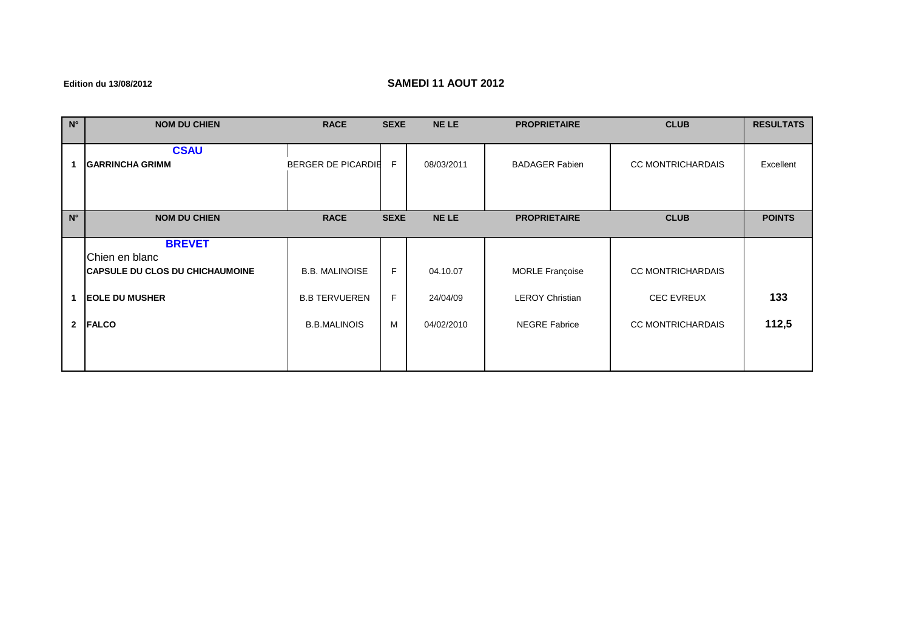Edition du 13/08/2012

## SAMEDI 11 AOUT 2012

| N° | NOM DU CHIEN | RACE | SEXE | NE LE | PROPRIETAIRE | CLUB | RESULTATS |
|---|---|---|---|---|---|---|---|
| | **CSAU** | | | | | | |
| 1 | **GARRINCHA GRIMM** | BERGER DE PICARDIE | F | 08/03/2011 | BADAGER Fabien | CC MONTRICHARDAIS | Excellent |

| N° | NOM DU CHIEN | RACE | SEXE | NE LE | PROPRIETAIRE | CLUB | POINTS |
|---|---|---|---|---|---|---|---|
| | **BREVET** | | | | | | |
| | Chien en blanc | | | | | | |
| | **CAPSULE DU CLOS DU CHICHAUMOINE** | B.B. MALINOISE | F | 04.10.07 | MORLE Françoise | CC MONTRICHARDAIS | |
| 1 | **EOLE DU MUSHER** | B.B TERVUEREN | F | 24/04/09 | LEROY Christian | CEC EVREUX | **133** |
| 2 | **FALCO** | B.B.MALINOIS | M | 04/02/2010 | NEGRE Fabrice | CC MONTRICHARDAIS | **112,5** |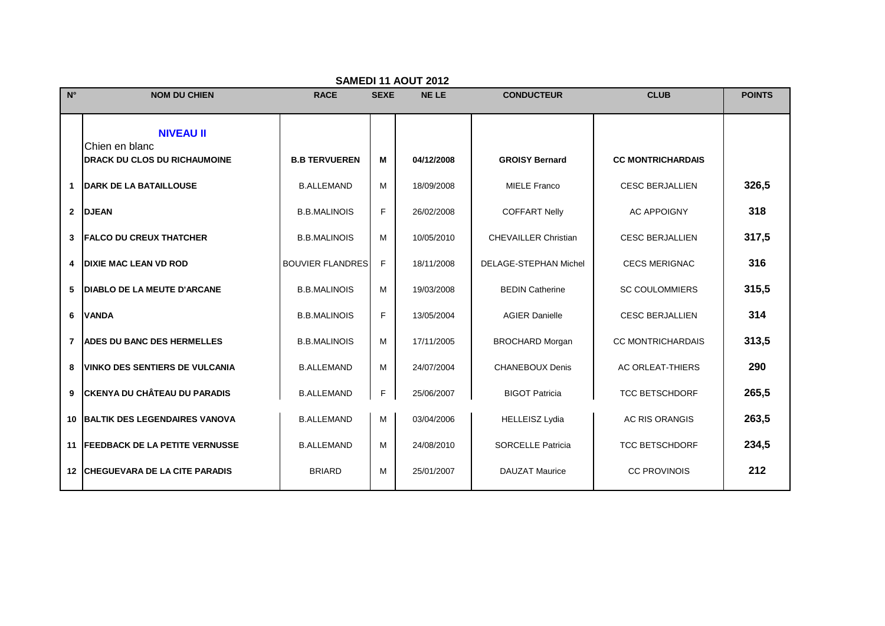## SAMEDI 11 AOUT 2012

| N° | NOM DU CHIEN | RACE | SEXE | NE LE | CONDUCTEUR | CLUB | POINTS |
|---|---|---|---|---|---|---|---|
| | **NIVEAU II** | | | | | | |
| | Chien en blanc | | | | | | |
| | **DRACK DU CLOS DU RICHAUMOINE** | **B.B TERVUEREN** | **M** | **04/12/2008** | **GROISY Bernard** | **CC MONTRICHARDAIS** | |
| 1 | **DARK DE LA BATAILLOUSE** | B.ALLEMAND | M | 18/09/2008 | MIELE Franco | CESC BERJALLIEN | **326,5** |
| 2 | **DJEAN** | B.B.MALINOIS | F | 26/02/2008 | COFFART Nelly | AC APPOIGNY | **318** |
| 3 | **FALCO DU CREUX THATCHER** | B.B.MALINOIS | M | 10/05/2010 | CHEVAILLER Christian | CESC BERJALLIEN | **317,5** |
| 4 | **DIXIE MAC LEAN VD ROD** | BOUVIER FLANDRES | F | 18/11/2008 | DELAGE-STEPHAN Michel | CECS MERIGNAC | **316** |
| 5 | **DIABLO DE LA MEUTE D'ARCANE** | B.B.MALINOIS | M | 19/03/2008 | BEDIN Catherine | SC COULOMMIERS | **315,5** |
| 6 | **VANDA** | B.B.MALINOIS | F | 13/05/2004 | AGIER Danielle | CESC BERJALLIEN | **314** |
| 7 | **ADES DU BANC DES HERMELLES** | B.B.MALINOIS | M | 17/11/2005 | BROCHARD Morgan | CC MONTRICHARDAIS | **313,5** |
| 8 | **VINKO DES SENTIERS DE VULCANIA** | B.ALLEMAND | M | 24/07/2004 | CHANEBOUX Denis | AC ORLEAT-THIERS | **290** |
| 9 | **CKENYA DU CHÂTEAU DU PARADIS** | B.ALLEMAND | F | 25/06/2007 | BIGOT Patricia | TCC BETSCHDORF | **265,5** |
| 10 | **BALTIK DES LEGENDAIRES VANOVA** | B.ALLEMAND | M | 03/04/2006 | HELLEISZ Lydia | AC RIS ORANGIS | **263,5** |
| 11 | **FEEDBACK DE LA PETITE VERNUSSE** | B.ALLEMAND | M | 24/08/2010 | SORCELLE Patricia | TCC BETSCHDORF | **234,5** |
| 12 | **CHEGUEVARA DE LA CITE PARADIS** | BRIARD | M | 25/01/2007 | DAUZAT Maurice | CC PROVINOIS | **212** |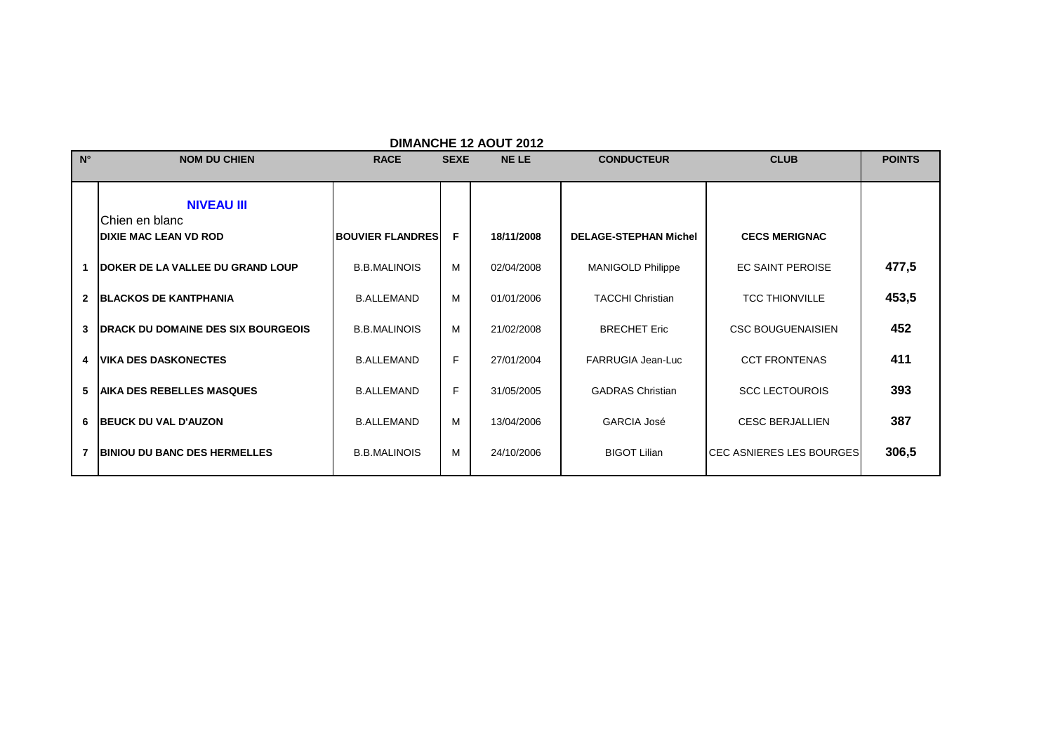## DIMANCHE 12 AOUT 2012

| N° | NOM DU CHIEN | RACE | SEXE | NE LE | CONDUCTEUR | CLUB | POINTS |
|---|---|---|---|---|---|---|---|
| | **NIVEAU III** | | | | | | |
| | Chien en blanc | | | | | | |
| | **DIXIE MAC LEAN VD ROD** | **BOUVIER FLANDRES** | **F** | **18/11/2008** | **DELAGE-STEPHAN Michel** | **CECS MERIGNAC** | |
| **1** | **DOKER DE LA VALLEE DU GRAND LOUP** | B.B.MALINOIS | M | 02/04/2008 | MANIGOLD Philippe | EC SAINT PEROISE | **477,5** |
| **2** | **BLACKOS DE KANTPHANIA** | B.ALLEMAND | M | 01/01/2006 | TACCHI Christian | TCC THIONVILLE | **453,5** |
| **3** | **DRACK DU DOMAINE DES SIX BOURGEOIS** | B.B.MALINOIS | M | 21/02/2008 | BRECHET Eric | CSC BOUGUENAISIEN | **452** |
| **4** | **VIKA DES DASKONECTES** | B.ALLEMAND | F | 27/01/2004 | FARRUGIA Jean-Luc | CCT FRONTENAS | **411** |
| **5** | **AIKA DES REBELLES MASQUES** | B.ALLEMAND | F | 31/05/2005 | GADRAS Christian | SCC LECTOUROIS | **393** |
| **6** | **BEUCK DU VAL D'AUZON** | B.ALLEMAND | M | 13/04/2006 | GARCIA José | CESC BERJALLIEN | **387** |
| **7** | **BINIOU DU BANC DES HERMELLES** | B.B.MALINOIS | M | 24/10/2006 | BIGOT Lilian | CEC ASNIERES LES BOURGES | **306,5** |